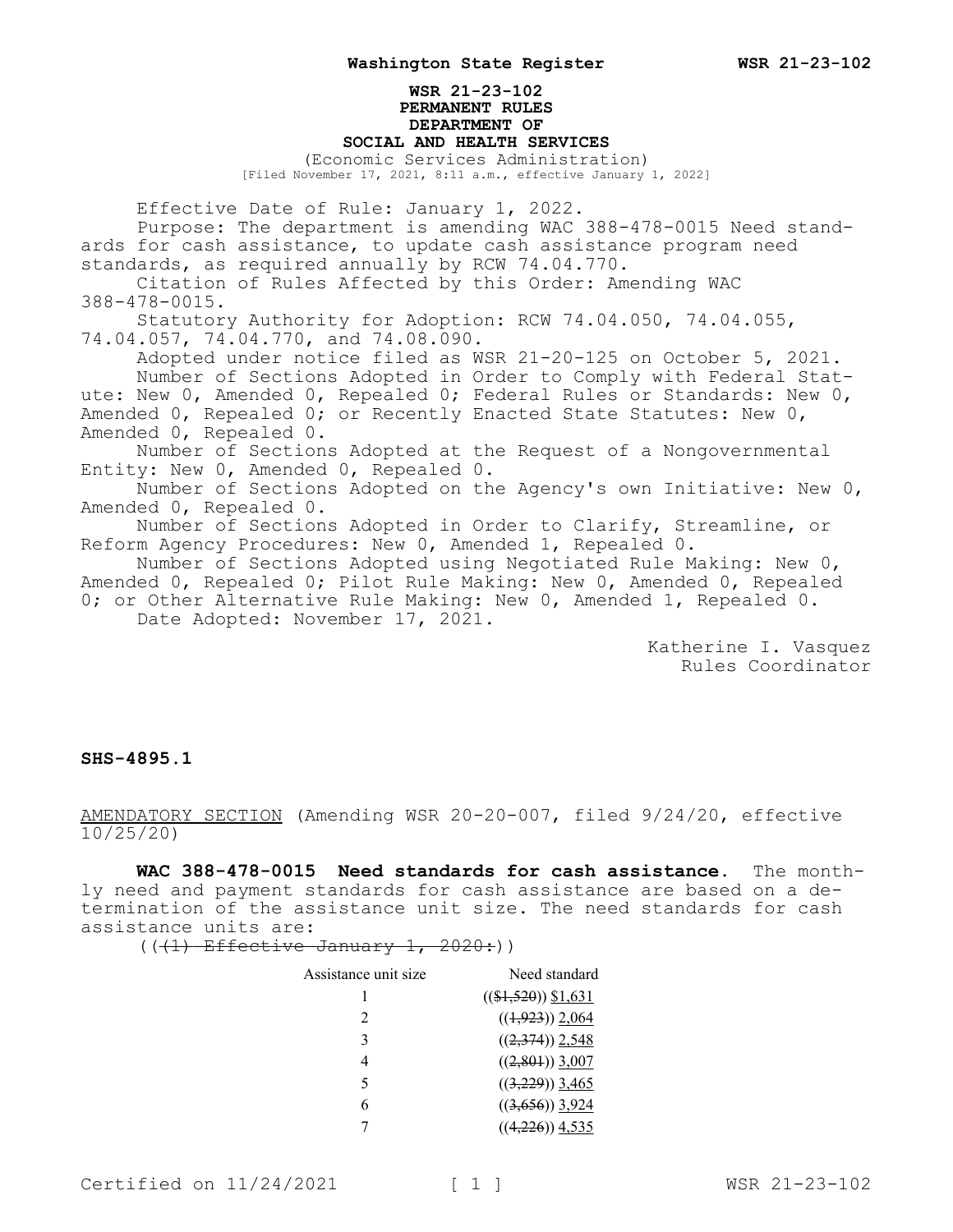**WSR 21-23-102**
**PERMANENT RULES**
**DEPARTMENT OF**
**SOCIAL AND HEALTH SERVICES**
(Economic Services Administration)
[Filed November 17, 2021, 8:11 a.m., effective January 1, 2022]

Effective Date of Rule: January 1, 2022.

Purpose: The department is amending WAC 388-478-0015 Need standards for cash assistance, to update cash assistance program need standards, as required annually by RCW 74.04.770.

Citation of Rules Affected by this Order: Amending WAC 388-478-0015.

Statutory Authority for Adoption: RCW 74.04.050, 74.04.055, 74.04.057, 74.04.770, and 74.08.090.

Adopted under notice filed as WSR 21-20-125 on October 5, 2021.

Number of Sections Adopted in Order to Comply with Federal Statute: New 0, Amended 0, Repealed 0; Federal Rules or Standards: New 0, Amended 0, Repealed 0; or Recently Enacted State Statutes: New 0, Amended 0, Repealed 0.

Number of Sections Adopted at the Request of a Nongovernmental Entity: New 0, Amended 0, Repealed 0.

Number of Sections Adopted on the Agency's own Initiative: New 0, Amended 0, Repealed 0.

Number of Sections Adopted in Order to Clarify, Streamline, or Reform Agency Procedures: New 0, Amended 1, Repealed 0.

Number of Sections Adopted using Negotiated Rule Making: New 0, Amended 0, Repealed 0; Pilot Rule Making: New 0, Amended 0, Repealed 0; or Other Alternative Rule Making: New 0, Amended 1, Repealed 0.

Date Adopted: November 17, 2021.

Katherine I. Vasquez
Rules Coordinator

**SHS-4895.1**

AMENDATORY SECTION (Amending WSR 20-20-007, filed 9/24/20, effective 10/25/20)

**WAC 388-478-0015 Need standards for cash assistance.** The monthly need and payment standards for cash assistance are based on a determination of the assistance unit size. The need standards for cash assistance units are:

((~~(1) Effective January 1, 2020:~~))

| Assistance unit size | Need standard |
|---|---|
| 1 | ((~~$1,520~~)) $1,631 |
| 2 | ((~~1,923~~)) 2,064 |
| 3 | ((~~2,374~~)) 2,548 |
| 4 | ((~~2,801~~)) 3,007 |
| 5 | ((~~3,229~~)) 3,465 |
| 6 | ((~~3,656~~)) 3,924 |
| 7 | ((~~4,226~~)) 4,535 |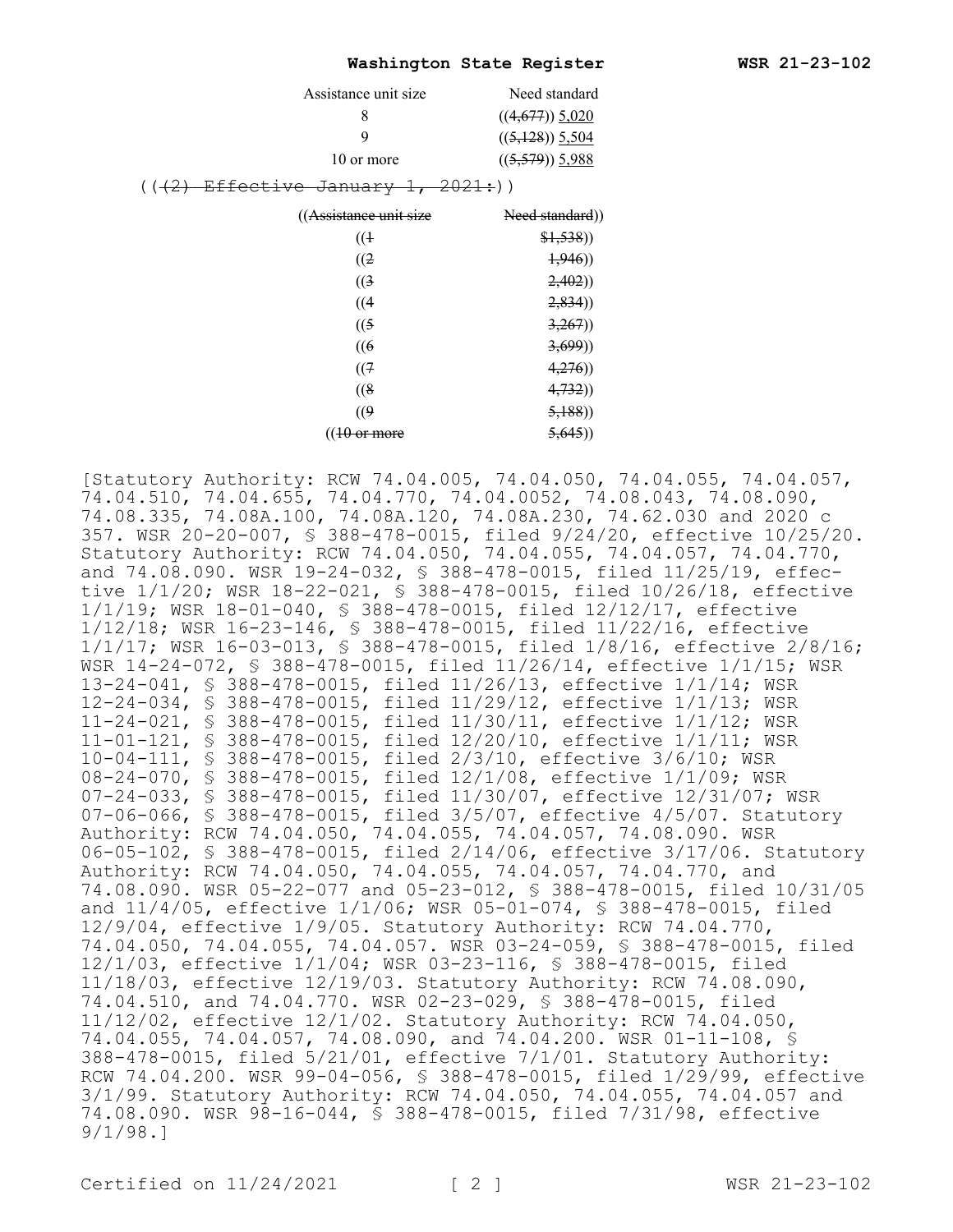| Assistance unit size | Need standard |
| --- | --- |
| 8 | ((4,677)) 5,020 |
| 9 | ((5,128)) 5,504 |
| 10 or more | ((5,579)) 5,988 |

(((2) Effective January 1, 2021:))

| ((Assistance unit size | Need standard)) |
| --- | --- |
| ((1 | $1,538)) |
| ((2 | 1,946)) |
| ((3 | 2,402)) |
| ((4 | 2,834)) |
| ((5 | 3,267)) |
| ((6 | 3,699)) |
| ((7 | 4,276)) |
| ((8 | 4,732)) |
| ((9 | 5,188)) |
| ((10 or more | 5,645)) |

[Statutory Authority: RCW 74.04.005, 74.04.050, 74.04.055, 74.04.057, 74.04.510, 74.04.655, 74.04.770, 74.04.0052, 74.08.043, 74.08.090, 74.08.335, 74.08A.100, 74.08A.120, 74.08A.230, 74.62.030 and 2020 c 357. WSR 20-20-007, § 388-478-0015, filed 9/24/20, effective 10/25/20. Statutory Authority: RCW 74.04.050, 74.04.055, 74.04.057, 74.04.770, and 74.08.090. WSR 19-24-032, § 388-478-0015, filed 11/25/19, effective 1/1/20; WSR 18-22-021, § 388-478-0015, filed 10/26/18, effective 1/1/19; WSR 18-01-040, § 388-478-0015, filed 12/12/17, effective 1/12/18; WSR 16-23-146, § 388-478-0015, filed 11/22/16, effective 1/1/17; WSR 16-03-013, § 388-478-0015, filed 1/8/16, effective 2/8/16; WSR 14-24-072, § 388-478-0015, filed 11/26/14, effective 1/1/15; WSR 13-24-041, § 388-478-0015, filed 11/26/13, effective 1/1/14; WSR 12-24-034, § 388-478-0015, filed 11/29/12, effective 1/1/13; WSR 11-24-021, § 388-478-0015, filed 11/30/11, effective 1/1/12; WSR 11-01-121, § 388-478-0015, filed 12/20/10, effective 1/1/11; WSR 10-04-111, § 388-478-0015, filed 2/3/10, effective 3/6/10; WSR 08-24-070, § 388-478-0015, filed 12/1/08, effective 1/1/09; WSR 07-24-033, § 388-478-0015, filed 11/30/07, effective 12/31/07; WSR 07-06-066, § 388-478-0015, filed 3/5/07, effective 4/5/07. Statutory Authority: RCW 74.04.050, 74.04.055, 74.04.057, 74.08.090. WSR 06-05-102, § 388-478-0015, filed 2/14/06, effective 3/17/06. Statutory Authority: RCW 74.04.050, 74.04.055, 74.04.057, 74.04.770, and 74.08.090. WSR 05-22-077 and 05-23-012, § 388-478-0015, filed 10/31/05 and 11/4/05, effective 1/1/06; WSR 05-01-074, § 388-478-0015, filed 12/9/04, effective 1/9/05. Statutory Authority: RCW 74.04.770, 74.04.050, 74.04.055, 74.04.057. WSR 03-24-059, § 388-478-0015, filed 12/1/03, effective 1/1/04; WSR 03-23-116, § 388-478-0015, filed 11/18/03, effective 12/19/03. Statutory Authority: RCW 74.08.090, 74.04.510, and 74.04.770. WSR 02-23-029, § 388-478-0015, filed 11/12/02, effective 12/1/02. Statutory Authority: RCW 74.04.050, 74.04.055, 74.04.057, 74.08.090, and 74.04.200. WSR 01-11-108, § 388-478-0015, filed 5/21/01, effective 7/1/01. Statutory Authority: RCW 74.04.200. WSR 99-04-056, § 388-478-0015, filed 1/29/99, effective 3/1/99. Statutory Authority: RCW 74.04.050, 74.04.055, 74.04.057 and 74.08.090. WSR 98-16-044, § 388-478-0015, filed 7/31/98, effective 9/1/98.]